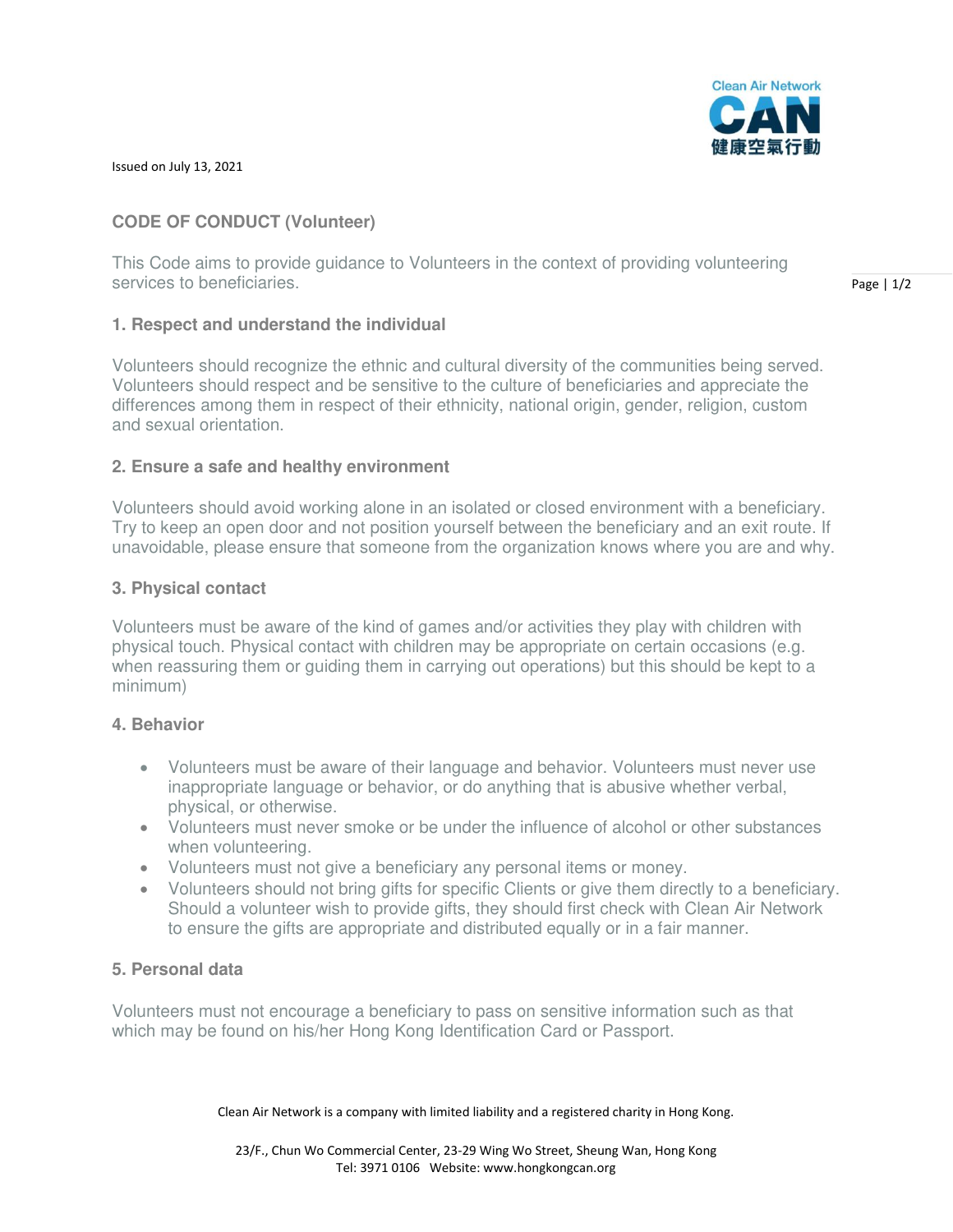Issued on July 13, 2021

## CODE OF CONDUCT (Volunteer)

This Code aims to provide guidance to Volunteers in the context of providing volunteering services to beneficiaries.

### 1. Respect and understand the individual

Volunteers should recognize the ethnic and cultural diversity of the communities being served. Volunteers should respect and be sensitive to the culture of beneficiaries and appreciate the differences among them in respect of their ethnicity, national origin, gender, religion, custom and sexual orientation.

### 2. Ensure a safe and healthy environment

Volunteers should avoid working alone in an isolated or closed environment with a beneficiary. Try to keep an open door and not position yourself between the beneficiary and an exit route. If unavoidable, please ensure that someone from the organization knows where you are and why.

### 3. Physical contact

Volunteers must be aware of the kind of games and/or activities they play with children with physical touch. Physical contact with children may be appropriate on certain occasions (e.g. when reassuring them or guiding them in carrying out operations) but this should be kept to a minimum)

### 4. Behavior

- Volunteers must be aware of their language and behavior. Volunteers must never use inappropriate language or behavior, or do anything that is abusive whether verbal, physical, or otherwise.
- Volunteers must never smoke or be under the influence of alcohol or other substances when volunteering.
- Volunteers must not give a beneficiary any personal items or money.
- Volunteers should not bring gifts for specific Clients or give them directly to a beneficiary. Should a volunteer wish to provide gifts, they should first check with Clean Air Network to ensure the gifts are appropriate and distributed equally or in a fair manner.

### 5. Personal data

Volunteers must not encourage a beneficiary to pass on sensitive information such as that which may be found on his/her Hong Kong Identification Card or Passport.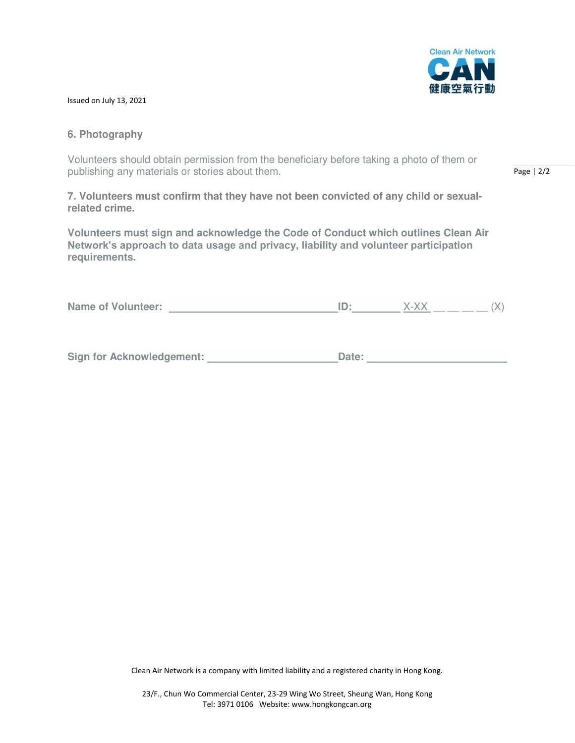Issued on July 13, 2021

## 6. Photography

Volunteers should obtain permission from the beneficiary before taking a photo of them or publishing any materials or stories about them.

**7. Volunteers must confirm that they have not been convicted of any child or sexual-related crime.**

**Volunteers must sign and acknowledge the Code of Conduct which outlines Clean Air Network's approach to data usage and privacy, liability and volunteer participation requirements.**

**Name of Volunteer:** ______________________________ **ID:**________ X-XX __ __ __ __ (X)

**Sign for Acknowledgement:** ______________________ **Date:** _________________________

Clean Air Network is a company with limited liability and a registered charity in Hong Kong.

23/F., Chun Wo Commercial Center, 23-29 Wing Wo Street, Sheung Wan, Hong Kong
Tel: 3971 0106 Website: www.hongkongcan.org